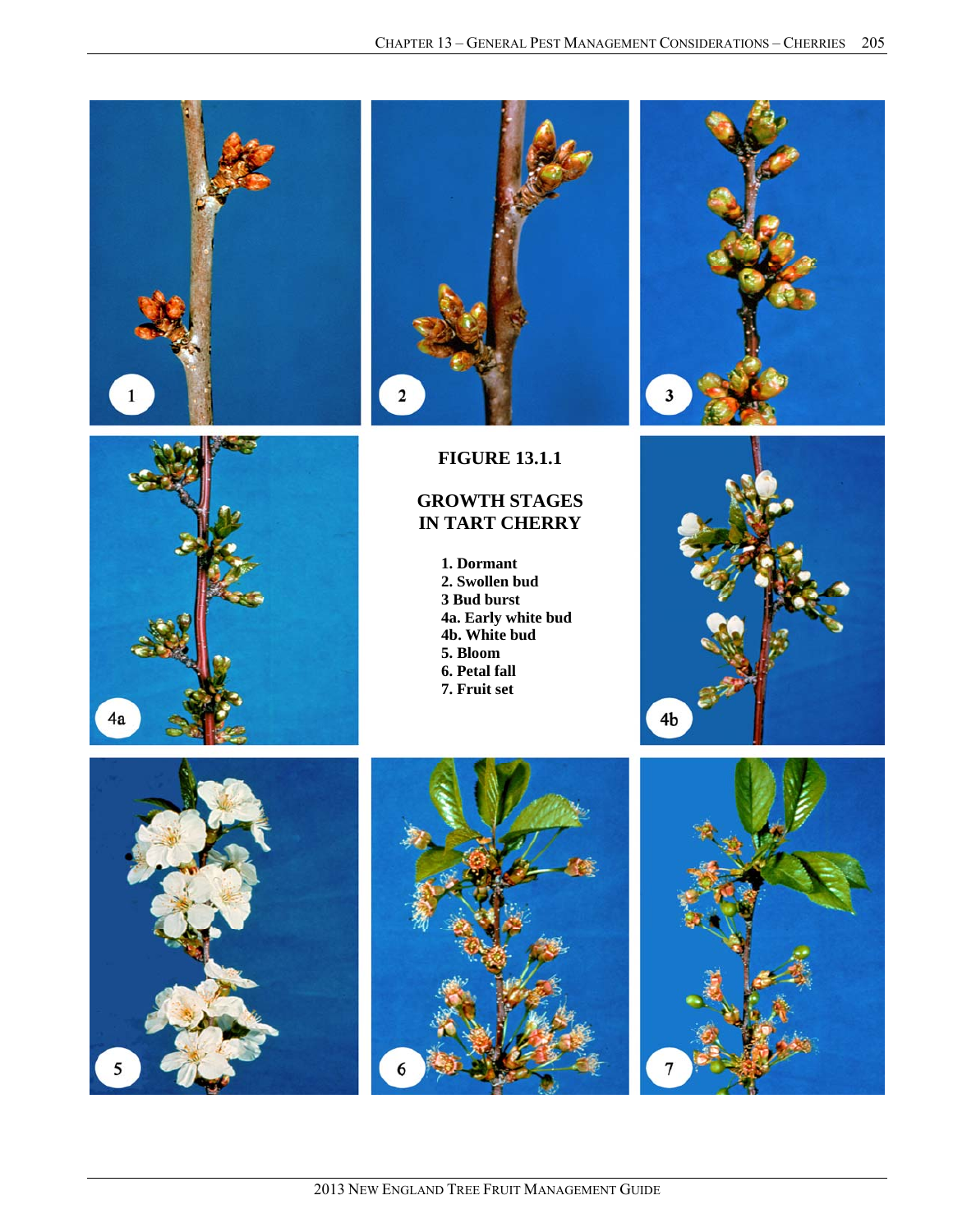**FIGURE 13.1.1**

**GROWTH STAGES IN TART CHERRY**

1. Dormant
2. Swollen bud
3 Bud burst
4a. Early white bud
4b. White bud
5. Bloom
6. Petal fall
7. Fruit set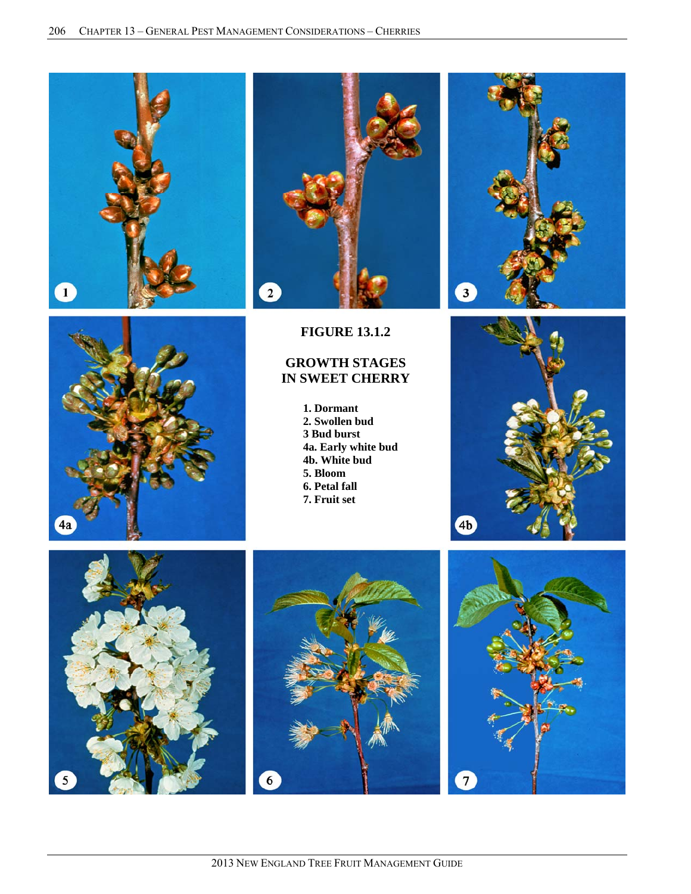**FIGURE 13.1.2**

**GROWTH STAGES IN SWEET CHERRY**

1. Dormant
2. Swollen bud
3 Bud burst
4a. Early white bud
4b. White bud
5. Bloom
6. Petal fall
7. Fruit set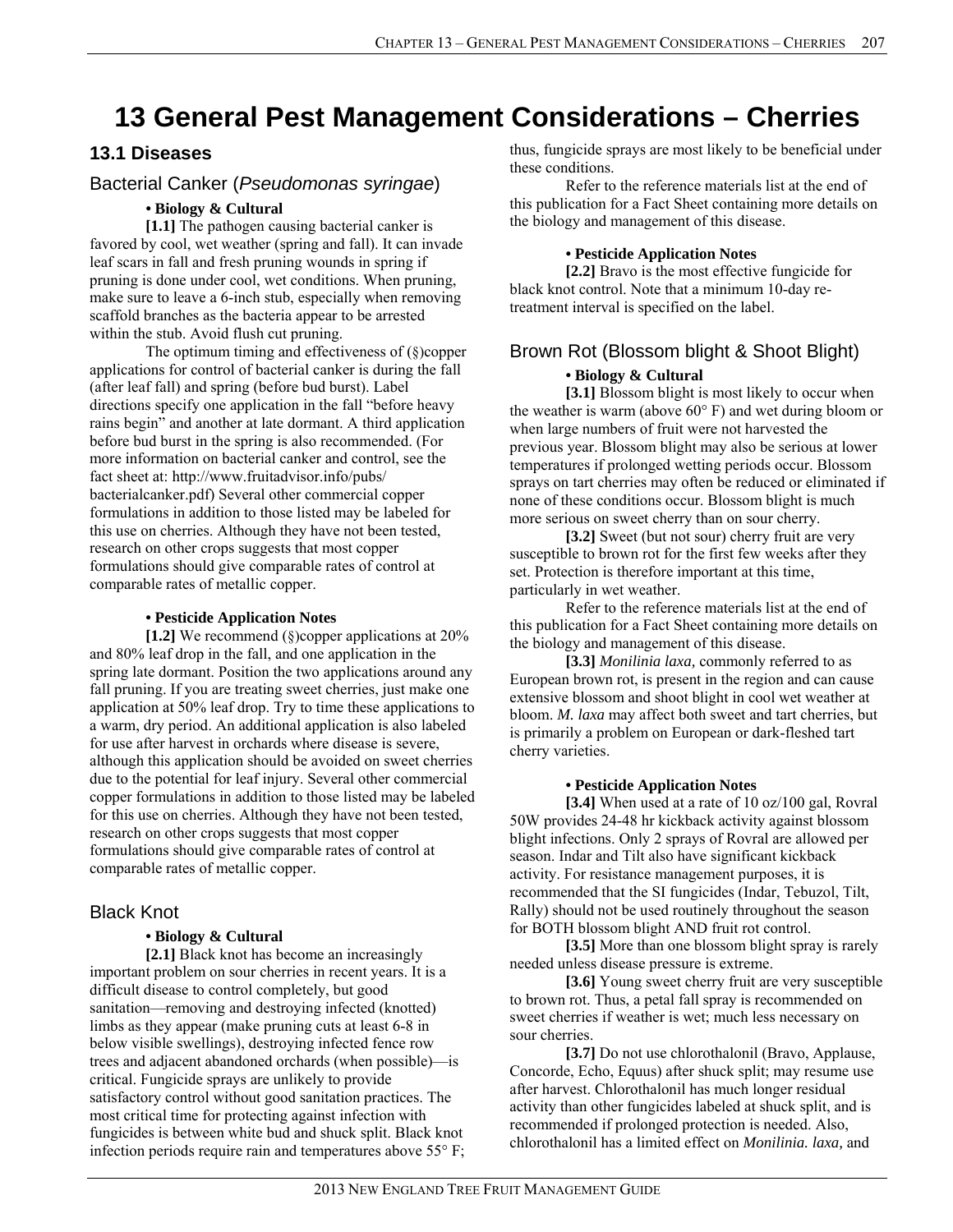# 13 General Pest Management Considerations – Cherries

## 13.1 Diseases

### Bacterial Canker (*Pseudomonas syringae*)

**• Biology & Cultural**

**[1.1]** The pathogen causing bacterial canker is favored by cool, wet weather (spring and fall). It can invade leaf scars in fall and fresh pruning wounds in spring if pruning is done under cool, wet conditions. When pruning, make sure to leave a 6-inch stub, especially when removing scaffold branches as the bacteria appear to be arrested within the stub. Avoid flush cut pruning.

The optimum timing and effectiveness of (§)copper applications for control of bacterial canker is during the fall (after leaf fall) and spring (before bud burst). Label directions specify one application in the fall "before heavy rains begin" and another at late dormant. A third application before bud burst in the spring is also recommended. (For more information on bacterial canker and control, see the fact sheet at: http://www.fruitadvisor.info/pubs/bacterialcanker.pdf) Several other commercial copper formulations in addition to those listed may be labeled for this use on cherries. Although they have not been tested, research on other crops suggests that most copper formulations should give comparable rates of control at comparable rates of metallic copper.

**• Pesticide Application Notes**

**[1.2]** We recommend (§)copper applications at 20% and 80% leaf drop in the fall, and one application in the spring late dormant. Position the two applications around any fall pruning. If you are treating sweet cherries, just make one application at 50% leaf drop. Try to time these applications to a warm, dry period. An additional application is also labeled for use after harvest in orchards where disease is severe, although this application should be avoided on sweet cherries due to the potential for leaf injury. Several other commercial copper formulations in addition to those listed may be labeled for this use on cherries. Although they have not been tested, research on other crops suggests that most copper formulations should give comparable rates of control at comparable rates of metallic copper.

### Black Knot

**• Biology & Cultural**

**[2.1]** Black knot has become an increasingly important problem on sour cherries in recent years. It is a difficult disease to control completely, but good sanitation—removing and destroying infected (knotted) limbs as they appear (make pruning cuts at least 6-8 in below visible swellings), destroying infected fence row trees and adjacent abandoned orchards (when possible)—is critical. Fungicide sprays are unlikely to provide satisfactory control without good sanitation practices. The most critical time for protecting against infection with fungicides is between white bud and shuck split. Black knot infection periods require rain and temperatures above 55° F; thus, fungicide sprays are most likely to be beneficial under these conditions.

Refer to the reference materials list at the end of this publication for a Fact Sheet containing more details on the biology and management of this disease.

**• Pesticide Application Notes**

**[2.2]** Bravo is the most effective fungicide for black knot control. Note that a minimum 10-day re-treatment interval is specified on the label.

### Brown Rot (Blossom blight & Shoot Blight)

**• Biology & Cultural**

**[3.1]** Blossom blight is most likely to occur when the weather is warm (above 60° F) and wet during bloom or when large numbers of fruit were not harvested the previous year. Blossom blight may also be serious at lower temperatures if prolonged wetting periods occur. Blossom sprays on tart cherries may often be reduced or eliminated if none of these conditions occur. Blossom blight is much more serious on sweet cherry than on sour cherry.

**[3.2]** Sweet (but not sour) cherry fruit are very susceptible to brown rot for the first few weeks after they set. Protection is therefore important at this time, particularly in wet weather.

Refer to the reference materials list at the end of this publication for a Fact Sheet containing more details on the biology and management of this disease.

**[3.3]** *Monilinia laxa,* commonly referred to as European brown rot, is present in the region and can cause extensive blossom and shoot blight in cool wet weather at bloom. *M. laxa* may affect both sweet and tart cherries, but is primarily a problem on European or dark-fleshed tart cherry varieties.

**• Pesticide Application Notes**

**[3.4]** When used at a rate of 10 oz/100 gal, Rovral 50W provides 24-48 hr kickback activity against blossom blight infections. Only 2 sprays of Rovral are allowed per season. Indar and Tilt also have significant kickback activity. For resistance management purposes, it is recommended that the SI fungicides (Indar, Tebuzol, Tilt, Rally) should not be used routinely throughout the season for BOTH blossom blight AND fruit rot control.

**[3.5]** More than one blossom blight spray is rarely needed unless disease pressure is extreme.

**[3.6]** Young sweet cherry fruit are very susceptible to brown rot. Thus, a petal fall spray is recommended on sweet cherries if weather is wet; much less necessary on sour cherries.

**[3.7]** Do not use chlorothalonil (Bravo, Applause, Concorde, Echo, Equus) after shuck split; may resume use after harvest. Chlorothalonil has much longer residual activity than other fungicides labeled at shuck split, and is recommended if prolonged protection is needed. Also, chlorothalonil has a limited effect on *Monilinia. laxa,* and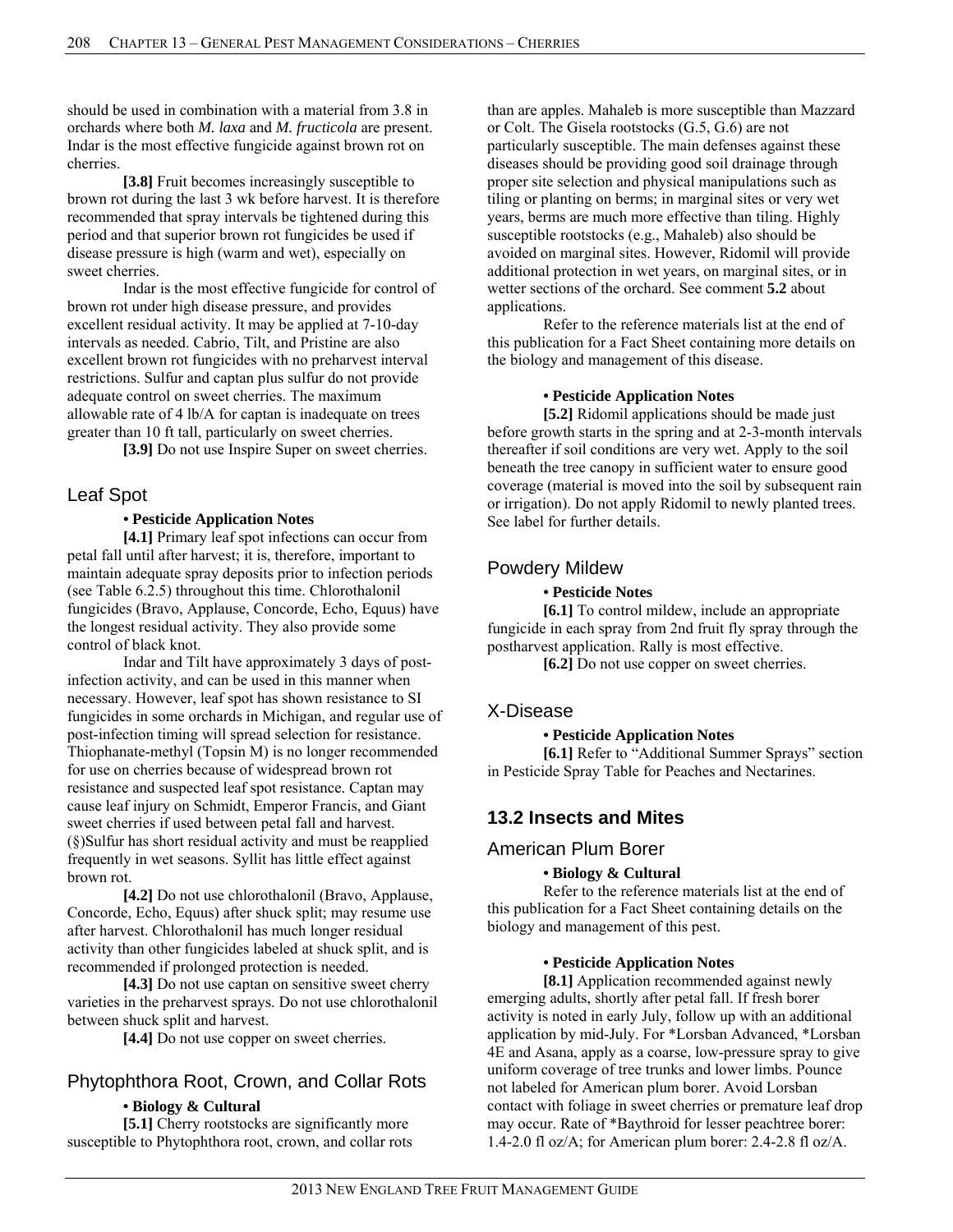should be used in combination with a material from 3.8 in orchards where both *M. laxa* and *M. fructicola* are present. Indar is the most effective fungicide against brown rot on cherries.

**[3.8]** Fruit becomes increasingly susceptible to brown rot during the last 3 wk before harvest. It is therefore recommended that spray intervals be tightened during this period and that superior brown rot fungicides be used if disease pressure is high (warm and wet), especially on sweet cherries.

Indar is the most effective fungicide for control of brown rot under high disease pressure, and provides excellent residual activity. It may be applied at 7-10-day intervals as needed. Cabrio, Tilt, and Pristine are also excellent brown rot fungicides with no preharvest interval restrictions. Sulfur and captan plus sulfur do not provide adequate control on sweet cherries. The maximum allowable rate of 4 lb/A for captan is inadequate on trees greater than 10 ft tall, particularly on sweet cherries.

**[3.9]** Do not use Inspire Super on sweet cherries.

## Leaf Spot

**• Pesticide Application Notes**

**[4.1]** Primary leaf spot infections can occur from petal fall until after harvest; it is, therefore, important to maintain adequate spray deposits prior to infection periods (see Table 6.2.5) throughout this time. Chlorothalonil fungicides (Bravo, Applause, Concorde, Echo, Equus) have the longest residual activity. They also provide some control of black knot.

Indar and Tilt have approximately 3 days of post-infection activity, and can be used in this manner when necessary. However, leaf spot has shown resistance to SI fungicides in some orchards in Michigan, and regular use of post-infection timing will spread selection for resistance. Thiophanate-methyl (Topsin M) is no longer recommended for use on cherries because of widespread brown rot resistance and suspected leaf spot resistance. Captan may cause leaf injury on Schmidt, Emperor Francis, and Giant sweet cherries if used between petal fall and harvest. (§)Sulfur has short residual activity and must be reapplied frequently in wet seasons. Syllit has little effect against brown rot.

**[4.2]** Do not use chlorothalonil (Bravo, Applause, Concorde, Echo, Equus) after shuck split; may resume use after harvest. Chlorothalonil has much longer residual activity than other fungicides labeled at shuck split, and is recommended if prolonged protection is needed.

**[4.3]** Do not use captan on sensitive sweet cherry varieties in the preharvest sprays. Do not use chlorothalonil between shuck split and harvest.

**[4.4]** Do not use copper on sweet cherries.

## Phytophthora Root, Crown, and Collar Rots

**• Biology & Cultural**

**[5.1]** Cherry rootstocks are significantly more susceptible to Phytophthora root, crown, and collar rots than are apples. Mahaleb is more susceptible than Mazzard or Colt. The Gisela rootstocks (G.5, G.6) are not particularly susceptible. The main defenses against these diseases should be providing good soil drainage through proper site selection and physical manipulations such as tiling or planting on berms; in marginal sites or very wet years, berms are much more effective than tiling. Highly susceptible rootstocks (e.g., Mahaleb) also should be avoided on marginal sites. However, Ridomil will provide additional protection in wet years, on marginal sites, or in wetter sections of the orchard. See comment **5.2** about applications.

Refer to the reference materials list at the end of this publication for a Fact Sheet containing more details on the biology and management of this disease.

**• Pesticide Application Notes**

**[5.2]** Ridomil applications should be made just before growth starts in the spring and at 2-3-month intervals thereafter if soil conditions are very wet. Apply to the soil beneath the tree canopy in sufficient water to ensure good coverage (material is moved into the soil by subsequent rain or irrigation). Do not apply Ridomil to newly planted trees. See label for further details.

## Powdery Mildew

**• Pesticide Notes**

**[6.1]** To control mildew, include an appropriate fungicide in each spray from 2nd fruit fly spray through the postharvest application. Rally is most effective.

**[6.2]** Do not use copper on sweet cherries.

## X-Disease

**• Pesticide Application Notes**

**[6.1]** Refer to "Additional Summer Sprays" section in Pesticide Spray Table for Peaches and Nectarines.

# 13.2 Insects and Mites

## American Plum Borer

**• Biology & Cultural**

Refer to the reference materials list at the end of this publication for a Fact Sheet containing details on the biology and management of this pest.

**• Pesticide Application Notes**

**[8.1]** Application recommended against newly emerging adults, shortly after petal fall. If fresh borer activity is noted in early July, follow up with an additional application by mid-July. For *Lorsban Advanced, *Lorsban 4E and Asana, apply as a coarse, low-pressure spray to give uniform coverage of tree trunks and lower limbs. Pounce not labeled for American plum borer. Avoid Lorsban contact with foliage in sweet cherries or premature leaf drop may occur. Rate of *Baythroid for lesser peachtree borer: 1.4-2.0 fl oz/A; for American plum borer: 2.4-2.8 fl oz/A.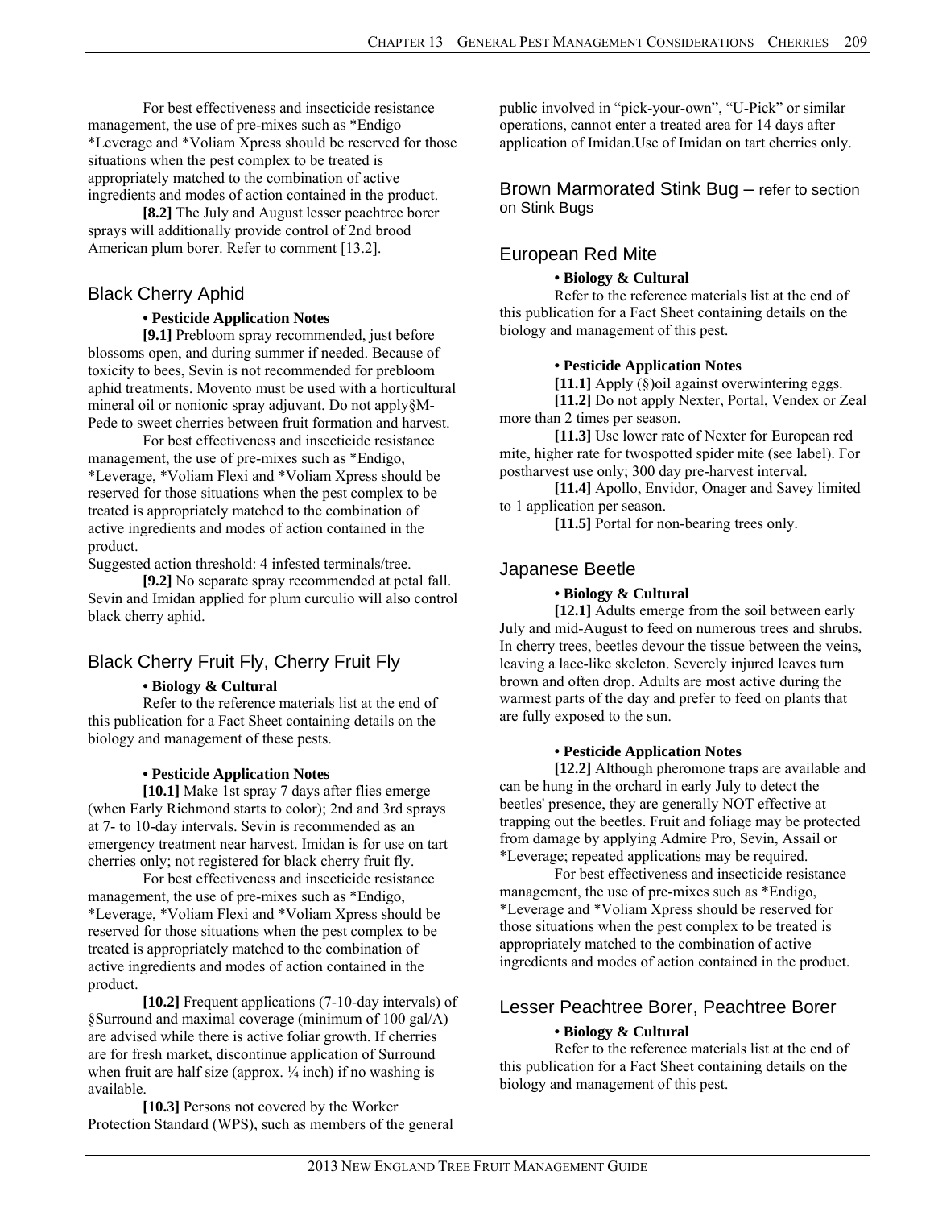For best effectiveness and insecticide resistance management, the use of pre-mixes such as *Endigo *Leverage and *Voliam Xpress should be reserved for those situations when the pest complex to be treated is appropriately matched to the combination of active ingredients and modes of action contained in the product.

**[8.2]** The July and August lesser peachtree borer sprays will additionally provide control of 2nd brood American plum borer. Refer to comment [13.2].

## Black Cherry Aphid

**• Pesticide Application Notes**

**[9.1]** Prebloom spray recommended, just before blossoms open, and during summer if needed. Because of toxicity to bees, Sevin is not recommended for prebloom aphid treatments. Movento must be used with a horticultural mineral oil or nonionic spray adjuvant. Do not apply§M-Pede to sweet cherries between fruit formation and harvest.

For best effectiveness and insecticide resistance management, the use of pre-mixes such as *Endigo, *Leverage, *Voliam Flexi and *Voliam Xpress should be reserved for those situations when the pest complex to be treated is appropriately matched to the combination of active ingredients and modes of action contained in the product.

Suggested action threshold: 4 infested terminals/tree.

**[9.2]** No separate spray recommended at petal fall. Sevin and Imidan applied for plum curculio will also control black cherry aphid.

## Black Cherry Fruit Fly, Cherry Fruit Fly

**• Biology & Cultural**

Refer to the reference materials list at the end of this publication for a Fact Sheet containing details on the biology and management of these pests.

**• Pesticide Application Notes**

**[10.1]** Make 1st spray 7 days after flies emerge (when Early Richmond starts to color); 2nd and 3rd sprays at 7- to 10-day intervals. Sevin is recommended as an emergency treatment near harvest. Imidan is for use on tart cherries only; not registered for black cherry fruit fly.

For best effectiveness and insecticide resistance management, the use of pre-mixes such as *Endigo, *Leverage, *Voliam Flexi and *Voliam Xpress should be reserved for those situations when the pest complex to be treated is appropriately matched to the combination of active ingredients and modes of action contained in the product.

**[10.2]** Frequent applications (7-10-day intervals) of §Surround and maximal coverage (minimum of 100 gal/A) are advised while there is active foliar growth. If cherries are for fresh market, discontinue application of Surround when fruit are half size (approx. ¼ inch) if no washing is available.

**[10.3]** Persons not covered by the Worker Protection Standard (WPS), such as members of the general public involved in "pick-your-own", "U-Pick" or similar operations, cannot enter a treated area for 14 days after application of Imidan.Use of Imidan on tart cherries only.

## Brown Marmorated Stink Bug – refer to section on Stink Bugs

## European Red Mite

**• Biology & Cultural**

Refer to the reference materials list at the end of this publication for a Fact Sheet containing details on the biology and management of this pest.

**• Pesticide Application Notes**

**[11.1]** Apply (§)oil against overwintering eggs.

**[11.2]** Do not apply Nexter, Portal, Vendex or Zeal more than 2 times per season.

**[11.3]** Use lower rate of Nexter for European red mite, higher rate for twospotted spider mite (see label). For postharvest use only; 300 day pre-harvest interval.

**[11.4]** Apollo, Envidor, Onager and Savey limited to 1 application per season.

**[11.5]** Portal for non-bearing trees only.

## Japanese Beetle

**• Biology & Cultural**

**[12.1]** Adults emerge from the soil between early July and mid-August to feed on numerous trees and shrubs. In cherry trees, beetles devour the tissue between the veins, leaving a lace-like skeleton. Severely injured leaves turn brown and often drop. Adults are most active during the warmest parts of the day and prefer to feed on plants that are fully exposed to the sun.

**• Pesticide Application Notes**

**[12.2]** Although pheromone traps are available and can be hung in the orchard in early July to detect the beetles' presence, they are generally NOT effective at trapping out the beetles. Fruit and foliage may be protected from damage by applying Admire Pro, Sevin, Assail or *Leverage; repeated applications may be required.

For best effectiveness and insecticide resistance management, the use of pre-mixes such as *Endigo, *Leverage and *Voliam Xpress should be reserved for those situations when the pest complex to be treated is appropriately matched to the combination of active ingredients and modes of action contained in the product.

## Lesser Peachtree Borer, Peachtree Borer

**• Biology & Cultural**

Refer to the reference materials list at the end of this publication for a Fact Sheet containing details on the biology and management of this pest.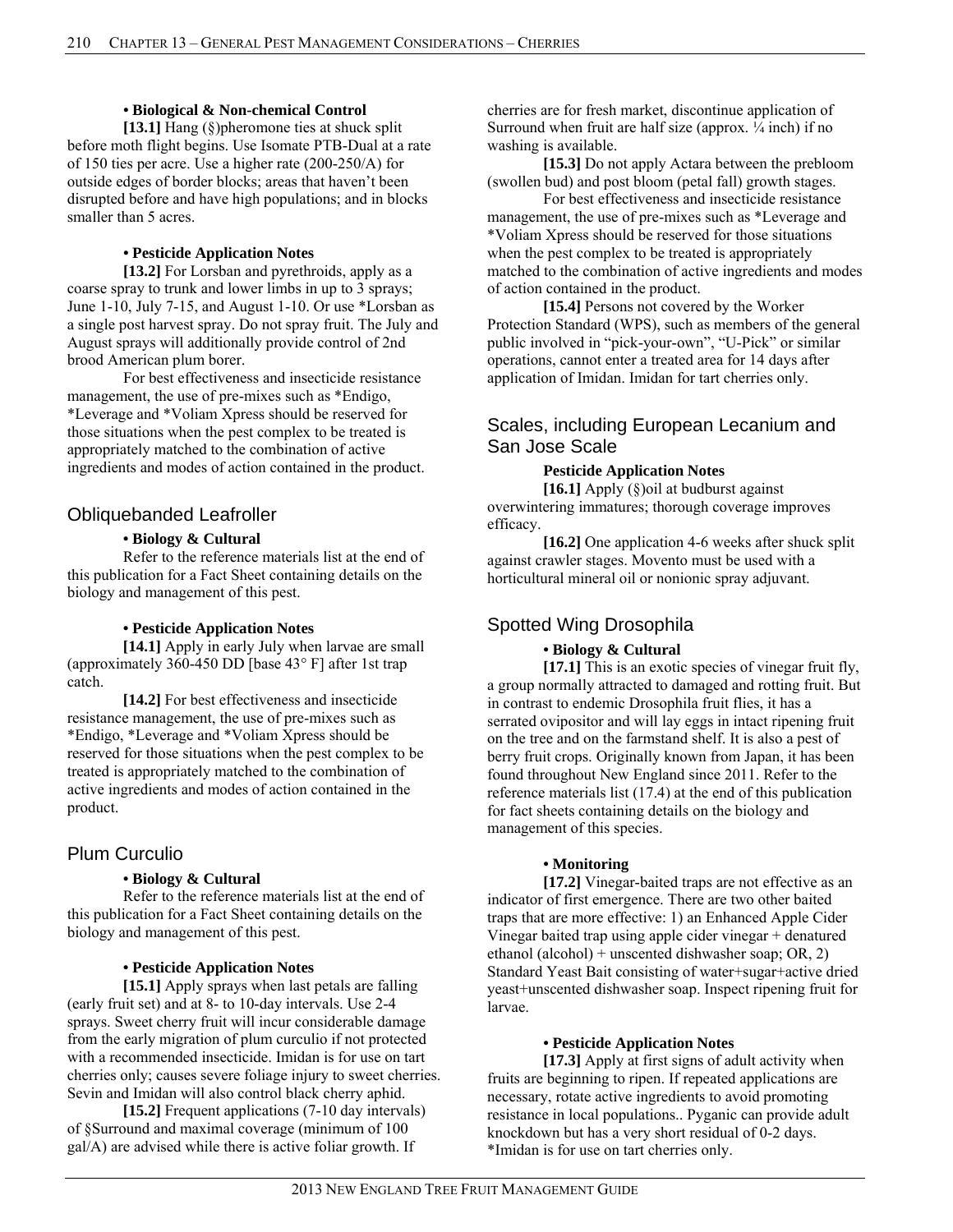**• Biological & Non-chemical Control**

**[13.1]** Hang (§)pheromone ties at shuck split before moth flight begins. Use Isomate PTB-Dual at a rate of 150 ties per acre. Use a higher rate (200-250/A) for outside edges of border blocks; areas that haven't been disrupted before and have high populations; and in blocks smaller than 5 acres.

**• Pesticide Application Notes**

**[13.2]** For Lorsban and pyrethroids, apply as a coarse spray to trunk and lower limbs in up to 3 sprays; June 1-10, July 7-15, and August 1-10. Or use *Lorsban as a single post harvest spray. Do not spray fruit. The July and August sprays will additionally provide control of 2nd brood American plum borer.

For best effectiveness and insecticide resistance management, the use of pre-mixes such as *Endigo, *Leverage and *Voliam Xpress should be reserved for those situations when the pest complex to be treated is appropriately matched to the combination of active ingredients and modes of action contained in the product.

## Obliquebanded Leafroller

**• Biology & Cultural**

Refer to the reference materials list at the end of this publication for a Fact Sheet containing details on the biology and management of this pest.

**• Pesticide Application Notes**

**[14.1]** Apply in early July when larvae are small (approximately 360-450 DD [base 43° F] after 1st trap catch.

**[14.2]** For best effectiveness and insecticide resistance management, the use of pre-mixes such as *Endigo, *Leverage and *Voliam Xpress should be reserved for those situations when the pest complex to be treated is appropriately matched to the combination of active ingredients and modes of action contained in the product.

## Plum Curculio

**• Biology & Cultural**

Refer to the reference materials list at the end of this publication for a Fact Sheet containing details on the biology and management of this pest.

**• Pesticide Application Notes**

**[15.1]** Apply sprays when last petals are falling (early fruit set) and at 8- to 10-day intervals. Use 2-4 sprays. Sweet cherry fruit will incur considerable damage from the early migration of plum curculio if not protected with a recommended insecticide. Imidan is for use on tart cherries only; causes severe foliage injury to sweet cherries. Sevin and Imidan will also control black cherry aphid.

**[15.2]** Frequent applications (7-10 day intervals) of §Surround and maximal coverage (minimum of 100 gal/A) are advised while there is active foliar growth. If cherries are for fresh market, discontinue application of Surround when fruit are half size (approx. ¼ inch) if no washing is available.

**[15.3]** Do not apply Actara between the prebloom (swollen bud) and post bloom (petal fall) growth stages.

For best effectiveness and insecticide resistance management, the use of pre-mixes such as *Leverage and *Voliam Xpress should be reserved for those situations when the pest complex to be treated is appropriately matched to the combination of active ingredients and modes of action contained in the product.

**[15.4]** Persons not covered by the Worker Protection Standard (WPS), such as members of the general public involved in "pick-your-own", "U-Pick" or similar operations, cannot enter a treated area for 14 days after application of Imidan. Imidan for tart cherries only.

## Scales, including European Lecanium and San Jose Scale

**Pesticide Application Notes**

**[16.1]** Apply (§)oil at budburst against overwintering immatures; thorough coverage improves efficacy.

**[16.2]** One application 4-6 weeks after shuck split against crawler stages. Movento must be used with a horticultural mineral oil or nonionic spray adjuvant.

## Spotted Wing Drosophila

**• Biology & Cultural**

**[17.1]** This is an exotic species of vinegar fruit fly, a group normally attracted to damaged and rotting fruit. But in contrast to endemic Drosophila fruit flies, it has a serrated ovipositor and will lay eggs in intact ripening fruit on the tree and on the farmstand shelf. It is also a pest of berry fruit crops. Originally known from Japan, it has been found throughout New England since 2011. Refer to the reference materials list (17.4) at the end of this publication for fact sheets containing details on the biology and management of this species.

**• Monitoring**

**[17.2]** Vinegar-baited traps are not effective as an indicator of first emergence. There are two other baited traps that are more effective: 1) an Enhanced Apple Cider Vinegar baited trap using apple cider vinegar + denatured ethanol (alcohol) + unscented dishwasher soap; OR, 2) Standard Yeast Bait consisting of water+sugar+active dried yeast+unscented dishwasher soap. Inspect ripening fruit for larvae.

**• Pesticide Application Notes**

**[17.3]** Apply at first signs of adult activity when fruits are beginning to ripen. If repeated applications are necessary, rotate active ingredients to avoid promoting resistance in local populations.. Pyganic can provide adult knockdown but has a very short residual of 0-2 days. *Imidan is for use on tart cherries only.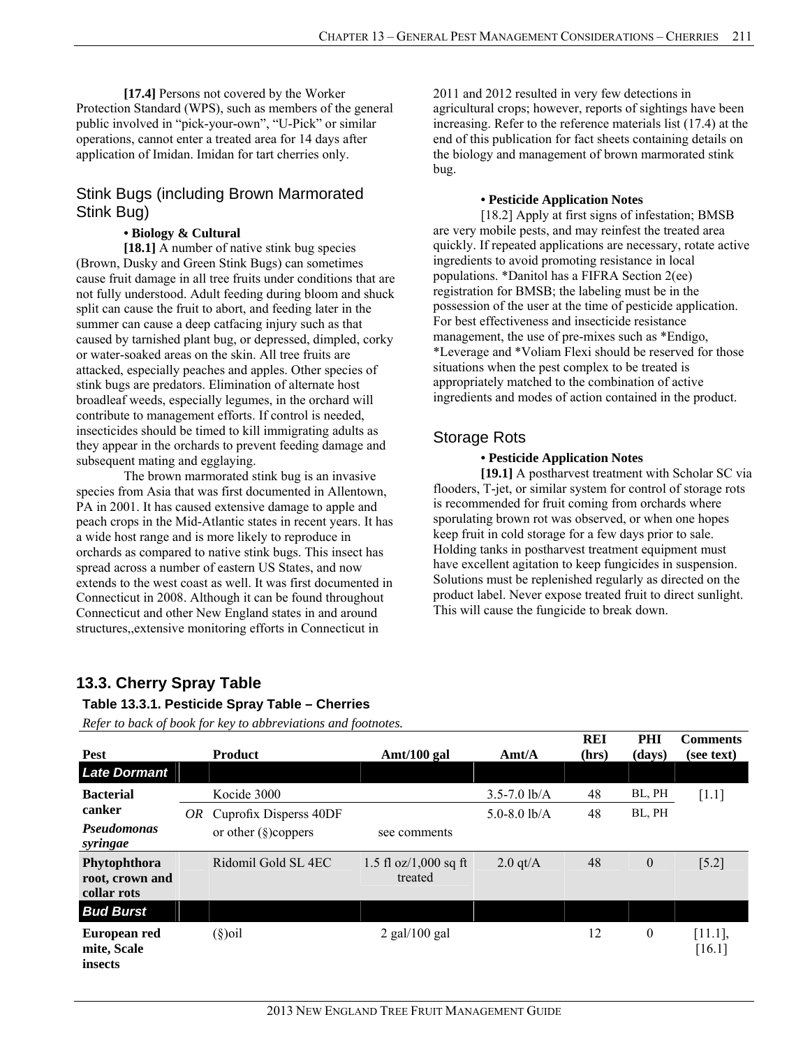**[17.4]** Persons not covered by the Worker Protection Standard (WPS), such as members of the general public involved in "pick-your-own", "U-Pick" or similar operations, cannot enter a treated area for 14 days after application of Imidan. Imidan for tart cherries only.

## Stink Bugs (including Brown Marmorated Stink Bug)

**• Biology & Cultural**

**[18.1]** A number of native stink bug species (Brown, Dusky and Green Stink Bugs) can sometimes cause fruit damage in all tree fruits under conditions that are not fully understood. Adult feeding during bloom and shuck split can cause the fruit to abort, and feeding later in the summer can cause a deep catfacing injury such as that caused by tarnished plant bug, or depressed, dimpled, corky or water-soaked areas on the skin. All tree fruits are attacked, especially peaches and apples. Other species of stink bugs are predators. Elimination of alternate host broadleaf weeds, especially legumes, in the orchard will contribute to management efforts. If control is needed, insecticides should be timed to kill immigrating adults as they appear in the orchards to prevent feeding damage and subsequent mating and egglaying.

The brown marmorated stink bug is an invasive species from Asia that was first documented in Allentown, PA in 2001. It has caused extensive damage to apple and peach crops in the Mid-Atlantic states in recent years. It has a wide host range and is more likely to reproduce in orchards as compared to native stink bugs. This insect has spread across a number of eastern US States, and now extends to the west coast as well. It was first documented in Connecticut in 2008. Although it can be found throughout Connecticut and other New England states in and around structures,,extensive monitoring efforts in Connecticut in 2011 and 2012 resulted in very few detections in agricultural crops; however, reports of sightings have been increasing. Refer to the reference materials list (17.4) at the end of this publication for fact sheets containing details on the biology and management of brown marmorated stink bug.

**• Pesticide Application Notes**

[18.2] Apply at first signs of infestation; BMSB are very mobile pests, and may reinfest the treated area quickly. If repeated applications are necessary, rotate active ingredients to avoid promoting resistance in local populations. *Danitol has a FIFRA Section 2(ee) registration for BMSB; the labeling must be in the possession of the user at the time of pesticide application. For best effectiveness and insecticide resistance management, the use of pre-mixes such as *Endigo, *Leverage and *Voliam Flexi should be reserved for those situations when the pest complex to be treated is appropriately matched to the combination of active ingredients and modes of action contained in the product.

## Storage Rots

**• Pesticide Application Notes**

**[19.1]** A postharvest treatment with Scholar SC via flooders, T-jet, or similar system for control of storage rots is recommended for fruit coming from orchards where sporulating brown rot was observed, or when one hopes keep fruit in cold storage for a few days prior to sale. Holding tanks in postharvest treatment equipment must have excellent agitation to keep fungicides in suspension. Solutions must be replenished regularly as directed on the product label. Never expose treated fruit to direct sunlight. This will cause the fungicide to break down.

## 13.3. Cherry Spray Table

### Table 13.3.1. Pesticide Spray Table – Cherries

*Refer to back of book for key to abbreviations and footnotes.*

| Pest | | Product | Amt/100 gal | Amt/A | REI (hrs) | PHI (days) | Comments (see text) |
|---|---|---|---|---|---|---|---|
| ***Late Dormant*** | | | | | | | |
| **Bacterial canker** *Pseudomonas syringae* | | Kocide 3000 | | 3.5-7.0 lb/A | 48 | BL, PH | [1.1] |
| | *OR* | Cuprofix Disperss 40DF | | 5.0-8.0 lb/A | 48 | BL, PH | |
| | | or other (§)coppers | see comments | | | | |
| **Phytophthora root, crown and collar rots** | | Ridomil Gold SL 4EC | 1.5 fl oz/1,000 sq ft treated | 2.0 qt/A | 48 | 0 | [5.2] |
| ***Bud Burst*** | | | | | | | |
| **European red mite, Scale insects** | | (§)oil | 2 gal/100 gal | | 12 | 0 | [11.1], [16.1] |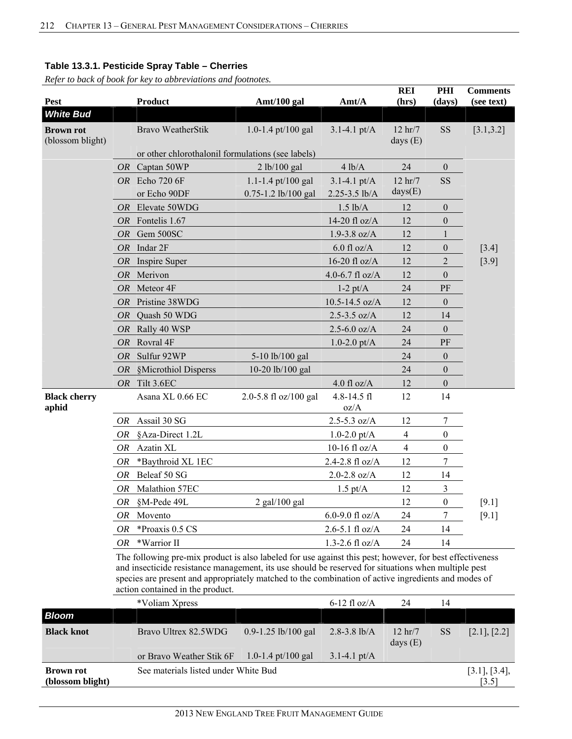**Table 13.3.1. Pesticide Spray Table – Cherries**

*Refer to back of book for key to abbreviations and footnotes.*

| Pest | | Product | Amt/100 gal | Amt/A | REI (hrs) | PHI (days) | Comments (see text) |
|---|---|---|---|---|---|---|---|
| ***White Bud*** | | | | | | | |
| **Brown rot** (blossom blight) | | Bravo WeatherStik | 1.0-1.4 pt/100 gal | 3.1-4.1 pt/A | 12 hr/7 days (E) | SS | [3.1,3.2] |
| | | or other chlorothalonil formulations (see labels) | | | | | |
| | *OR* | Captan 50WP | 2 lb/100 gal | 4 lb/A | 24 | 0 | |
| | *OR* | Echo 720 6F<br>or Echo 90DF | 1.1-1.4 pt/100 gal<br>0.75-1.2 lb/100 gal | 3.1-4.1 pt/A<br>2.25-3.5 lb/A | 12 hr/7 days(E) | SS | |
| | *OR* | Elevate 50WDG | | 1.5 lb/A | 12 | 0 | |
| | *OR* | Fontelis 1.67 | | 14-20 fl oz/A | 12 | 0 | |
| | *OR* | Gem 500SC | | 1.9-3.8 oz/A | 12 | 1 | |
| | *OR* | Indar 2F | | 6.0 fl oz/A | 12 | 0 | [3.4] |
| | *OR* | Inspire Super | | 16-20 fl oz/A | 12 | 2 | [3.9] |
| | *OR* | Merivon | | 4.0-6.7 fl oz/A | 12 | 0 | |
| | *OR* | Meteor 4F | | 1-2 pt/A | 24 | PF | |
| | *OR* | Pristine 38WDG | | 10.5-14.5 oz/A | 12 | 0 | |
| | *OR* | Quash 50 WDG | | 2.5-3.5 oz/A | 12 | 14 | |
| | *OR* | Rally 40 WSP | | 2.5-6.0 oz/A | 24 | 0 | |
| | *OR* | Rovral 4F | | 1.0-2.0 pt/A | 24 | PF | |
| | *OR* | Sulfur 92WP | 5-10 lb/100 gal | | 24 | 0 | |
| | *OR* | §Microthiol Disperss | 10-20 lb/100 gal | | 24 | 0 | |
| | *OR* | Tilt 3.6EC | | 4.0 fl oz/A | 12 | 0 | |
| **Black cherry aphid** | | Asana XL 0.66 EC | 2.0-5.8 fl oz/100 gal | 4.8-14.5 fl oz/A | 12 | 14 | |
| | *OR* | Assail 30 SG | | 2.5-5.3 oz/A | 12 | 7 | |
| | *OR* | §Aza-Direct 1.2L | | 1.0-2.0 pt/A | 4 | 0 | |
| | *OR* | Azatin XL | | 10-16 fl oz/A | 4 | 0 | |
| | *OR* | *Baythroid XL 1EC | | 2.4-2.8 fl oz/A | 12 | 7 | |
| | *OR* | Beleaf 50 SG | | 2.0-2.8 oz/A | 12 | 14 | |
| | *OR* | Malathion 57EC | | 1.5 pt/A | 12 | 3 | |
| | *OR* | §M-Pede 49L | 2 gal/100 gal | | 12 | 0 | [9.1] |
| | *OR* | Movento | | 6.0-9.0 fl oz/A | 24 | 7 | [9.1] |
| | *OR* | *Proaxis 0.5 CS | | 2.6-5.1 fl oz/A | 24 | 14 | |
| | *OR* | *Warrior II | | 1.3-2.6 fl oz/A | 24 | 14 | |
| | | The following pre-mix product is also labeled for use against this pest; however, for best effectiveness and insecticide resistance management, its use should be reserved for situations when multiple pest species are present and appropriately matched to the combination of active ingredients and modes of action contained in the product. | | | | | |
| | | *Voliam Xpress | | 6-12 fl oz/A | 24 | 14 | |
| ***Bloom*** | | | | | | | |
| **Black knot** | | Bravo Ultrex 82.5WDG | 0.9-1.25 lb/100 gal | 2.8-3.8 lb/A | 12 hr/7 days (E) | SS | [2.1], [2.2] |
| | | or Bravo Weather Stik 6F | 1.0-1.4 pt/100 gal | 3.1-4.1 pt/A | | | |
| **Brown rot (blossom blight)** | | See materials listed under White Bud | | | | | [3.1], [3.4], [3.5] |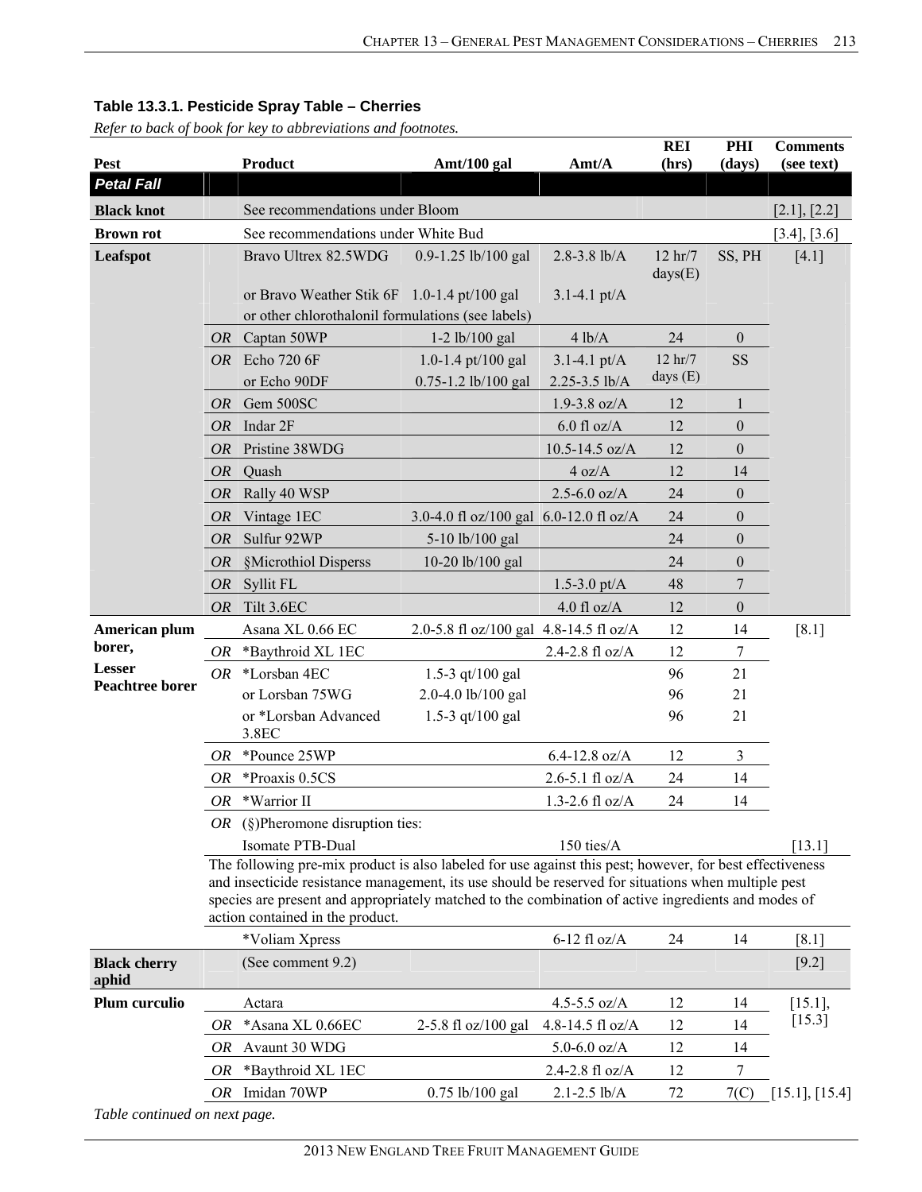**Table 13.3.1. Pesticide Spray Table – Cherries**

*Refer to back of book for key to abbreviations and footnotes.*

| Pest | | Product | Amt/100 gal | Amt/A | REI (hrs) | PHI (days) | Comments (see text) |
|---|---|---|---|---|---|---|---|
| ***Petal Fall*** | | | | | | | |
| **Black knot** | | See recommendations under Bloom | | | | | [2.1], [2.2] |
| **Brown rot** | | See recommendations under White Bud | | | | | [3.4], [3.6] |
| **Leafspot** | | Bravo Ultrex 82.5WDG | 0.9-1.25 lb/100 gal | 2.8-3.8 lb/A | 12 hr/7 days(E) | SS, PH | [4.1] |
| | | or Bravo Weather Stik 6F | 1.0-1.4 pt/100 gal | 3.1-4.1 pt/A | | | |
| | | or other chlorothalonil formulations (see labels) | | | | | |
| | *OR* | Captan 50WP | 1-2 lb/100 gal | 4 lb/A | 24 | 0 | |
| | *OR* | Echo 720 6F | 1.0-1.4 pt/100 gal | 3.1-4.1 pt/A | 12 hr/7 days (E) | SS | |
| | | or Echo 90DF | 0.75-1.2 lb/100 gal | 2.25-3.5 lb/A | | | |
| | *OR* | Gem 500SC | | 1.9-3.8 oz/A | 12 | 1 | |
| | *OR* | Indar 2F | | 6.0 fl oz/A | 12 | 0 | |
| | *OR* | Pristine 38WDG | | 10.5-14.5 oz/A | 12 | 0 | |
| | *OR* | Quash | | 4 oz/A | 12 | 14 | |
| | *OR* | Rally 40 WSP | | 2.5-6.0 oz/A | 24 | 0 | |
| | *OR* | Vintage 1EC | 3.0-4.0 fl oz/100 gal | 6.0-12.0 fl oz/A | 24 | 0 | |
| | *OR* | Sulfur 92WP | 5-10 lb/100 gal | | 24 | 0 | |
| | *OR* | §Microthiol Disperss | 10-20 lb/100 gal | | 24 | 0 | |
| | *OR* | Syllit FL | | 1.5-3.0 pt/A | 48 | 7 | |
| | *OR* | Tilt 3.6EC | | 4.0 fl oz/A | 12 | 0 | |
| **American plum borer, Lesser Peachtree borer** | | Asana XL 0.66 EC | 2.0-5.8 fl oz/100 gal | 4.8-14.5 fl oz/A | 12 | 14 | [8.1] |
| | *OR* | *Baythroid XL 1EC | | 2.4-2.8 fl oz/A | 12 | 7 | |
| | *OR* | *Lorsban 4EC | 1.5-3 qt/100 gal | | 96 | 21 | |
| | | or Lorsban 75WG | 2.0-4.0 lb/100 gal | | 96 | 21 | |
| | | or *Lorsban Advanced 3.8EC | 1.5-3 qt/100 gal | | 96 | 21 | |
| | *OR* | *Pounce 25WP | | 6.4-12.8 oz/A | 12 | 3 | |
| | *OR* | *Proaxis 0.5CS | | 2.6-5.1 fl oz/A | 24 | 14 | |
| | *OR* | *Warrior II | | 1.3-2.6 fl oz/A | 24 | 14 | |
| | *OR* | (§)Pheromone disruption ties: | | | | | |
| | | Isomate PTB-Dual | | 150 ties/A | | | [13.1] |
| | | The following pre-mix product is also labeled for use against this pest; however, for best effectiveness and insecticide resistance management, its use should be reserved for situations when multiple pest species are present and appropriately matched to the combination of active ingredients and modes of action contained in the product. | | | | | |
| | | *Voliam Xpress | | 6-12 fl oz/A | 24 | 14 | [8.1] |
| **Black cherry aphid** | | (See comment 9.2) | | | | | [9.2] |
| **Plum curculio** | | Actara | | 4.5-5.5 oz/A | 12 | 14 | [15.1], [15.3] |
| | *OR* | *Asana XL 0.66EC | 2-5.8 fl oz/100 gal | 4.8-14.5 fl oz/A | 12 | 14 | |
| | *OR* | Avaunt 30 WDG | | 5.0-6.0 oz/A | 12 | 14 | |
| | *OR* | *Baythroid XL 1EC | | 2.4-2.8 fl oz/A | 12 | 7 | |
| | *OR* | Imidan 70WP | 0.75 lb/100 gal | 2.1-2.5 lb/A | 72 | 7(C) | [15.1], [15.4] |

*Table continued on next page.*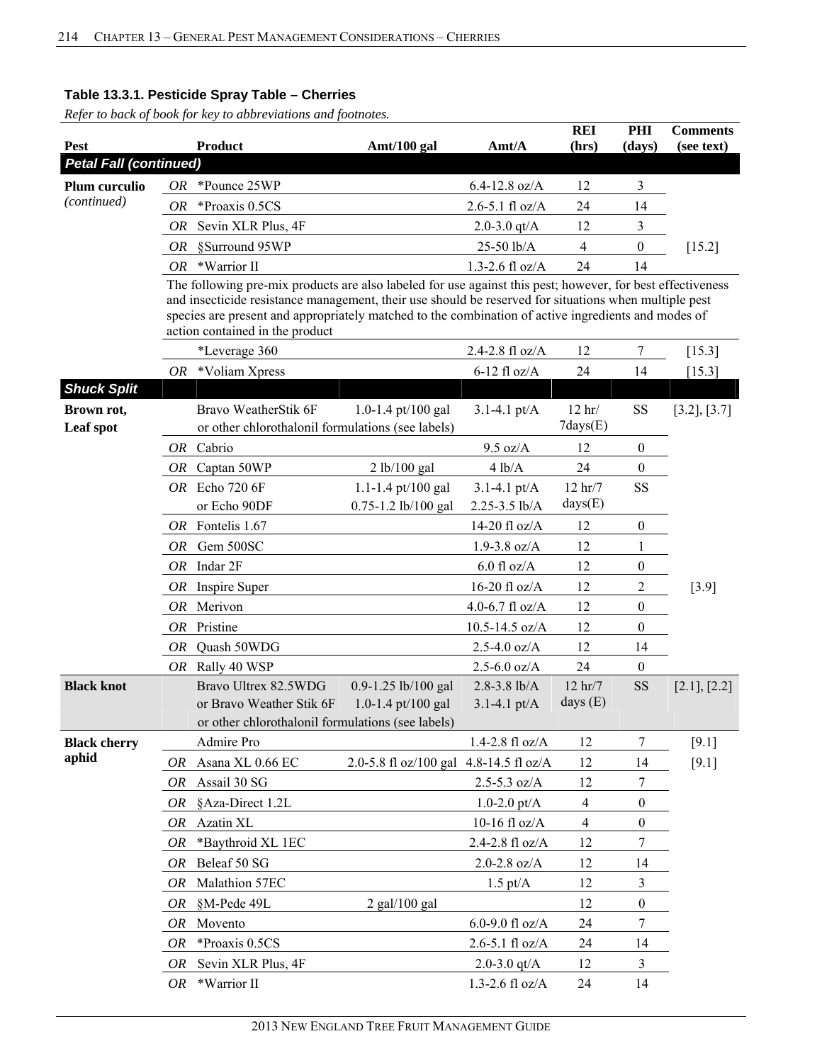**Table 13.3.1. Pesticide Spray Table – Cherries**

*Refer to back of book for key to abbreviations and footnotes.*

| Pest | | Product | Amt/100 gal | Amt/A | REI (hrs) | PHI (days) | Comments (see text) |
|---|---|---|---|---|---|---|---|
| ***Petal Fall (continued)*** | | | | | | | |
| **Plum curculio** *(continued)* | *OR* | *Pounce 25WP | | 6.4-12.8 oz/A | 12 | 3 | |
| | *OR* | *Proaxis 0.5CS | | 2.6-5.1 fl oz/A | 24 | 14 | |
| | *OR* | Sevin XLR Plus, 4F | | 2.0-3.0 qt/A | 12 | 3 | |
| | *OR* | §Surround 95WP | | 25-50 lb/A | 4 | 0 | [15.2] |
| | *OR* | *Warrior II | | 1.3-2.6 fl oz/A | 24 | 14 | |
| | | The following pre-mix products are also labeled for use against this pest; however, for best effectiveness and insecticide resistance management, their use should be reserved for situations when multiple pest species are present and appropriately matched to the combination of active ingredients and modes of action contained in the product | | | | | |
| | | *Leverage 360 | | 2.4-2.8 fl oz/A | 12 | 7 | [15.3] |
| | *OR* | *Voliam Xpress | | 6-12 fl oz/A | 24 | 14 | [15.3] |
| ***Shuck Split*** | | | | | | | |
| **Brown rot, Leaf spot** | | Bravo WeatherStik 6F or other chlorothalonil formulations (see labels) | 1.0-1.4 pt/100 gal | 3.1-4.1 pt/A | 12 hr/ 7days(E) | SS | [3.2], [3.7] |
| | *OR* | Cabrio | | 9.5 oz/A | 12 | 0 | |
| | *OR* | Captan 50WP | 2 lb/100 gal | 4 lb/A | 24 | 0 | |
| | *OR* | Echo 720 6F or Echo 90DF | 1.1-1.4 pt/100 gal 0.75-1.2 lb/100 gal | 3.1-4.1 pt/A 2.25-3.5 lb/A | 12 hr/7 days(E) | SS | |
| | *OR* | Fontelis 1.67 | | 14-20 fl oz/A | 12 | 0 | |
| | *OR* | Gem 500SC | | 1.9-3.8 oz/A | 12 | 1 | |
| | *OR* | Indar 2F | | 6.0 fl oz/A | 12 | 0 | |
| | *OR* | Inspire Super | | 16-20 fl oz/A | 12 | 2 | [3.9] |
| | *OR* | Merivon | | 4.0-6.7 fl oz/A | 12 | 0 | |
| | *OR* | Pristine | | 10.5-14.5 oz/A | 12 | 0 | |
| | *OR* | Quash 50WDG | | 2.5-4.0 oz/A | 12 | 14 | |
| | *OR* | Rally 40 WSP | | 2.5-6.0 oz/A | 24 | 0 | |
| **Black knot** | | Bravo Ultrex 82.5WDG or Bravo Weather Stik 6F or other chlorothalonil formulations (see labels) | 0.9-1.25 lb/100 gal 1.0-1.4 pt/100 gal | 2.8-3.8 lb/A 3.1-4.1 pt/A | 12 hr/7 days (E) | SS | [2.1], [2.2] |
| **Black cherry aphid** | | Admire Pro | | 1.4-2.8 fl oz/A | 12 | 7 | [9.1] |
| | *OR* | Asana XL 0.66 EC | 2.0-5.8 fl oz/100 gal | 4.8-14.5 fl oz/A | 12 | 14 | [9.1] |
| | *OR* | Assail 30 SG | | 2.5-5.3 oz/A | 12 | 7 | |
| | *OR* | §Aza-Direct 1.2L | | 1.0-2.0 pt/A | 4 | 0 | |
| | *OR* | Azatin XL | | 10-16 fl oz/A | 4 | 0 | |
| | *OR* | *Baythroid XL 1EC | | 2.4-2.8 fl oz/A | 12 | 7 | |
| | *OR* | Beleaf 50 SG | | 2.0-2.8 oz/A | 12 | 14 | |
| | *OR* | Malathion 57EC | | 1.5 pt/A | 12 | 3 | |
| | *OR* | §M-Pede 49L | 2 gal/100 gal | | 12 | 0 | |
| | *OR* | Movento | | 6.0-9.0 fl oz/A | 24 | 7 | |
| | *OR* | *Proaxis 0.5CS | | 2.6-5.1 fl oz/A | 24 | 14 | |
| | *OR* | Sevin XLR Plus, 4F | | 2.0-3.0 qt/A | 12 | 3 | |
| | *OR* | *Warrior II | | 1.3-2.6 fl oz/A | 24 | 14 | |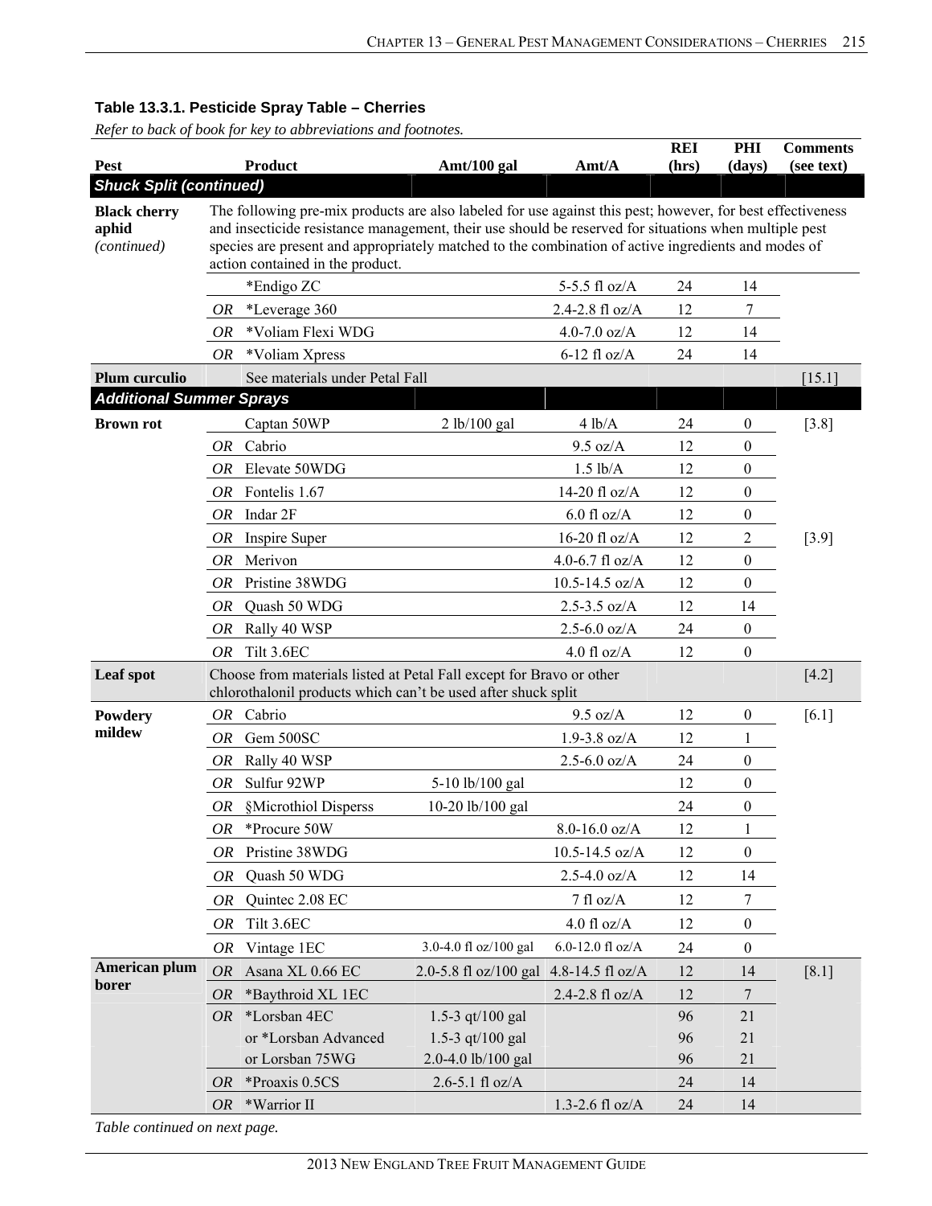**Table 13.3.1. Pesticide Spray Table – Cherries**

*Refer to back of book for key to abbreviations and footnotes.*

| Pest | | Product | Amt/100 gal | Amt/A | REI (hrs) | PHI (days) | Comments (see text) |
|---|---|---|---|---|---|---|---|
| ***Shuck Split (continued)*** | | | | | | | |
| **Black cherry aphid** *(continued)* | | The following pre-mix products are also labeled for use against this pest; however, for best effectiveness and insecticide resistance management, their use should be reserved for situations when multiple pest species are present and appropriately matched to the combination of active ingredients and modes of action contained in the product. | | | | | |
| | | *Endigo ZC | | 5-5.5 fl oz/A | 24 | 14 | |
| | *OR* | *Leverage 360 | | 2.4-2.8 fl oz/A | 12 | 7 | |
| | *OR* | *Voliam Flexi WDG | | 4.0-7.0 oz/A | 12 | 14 | |
| | *OR* | *Voliam Xpress | | 6-12 fl oz/A | 24 | 14 | |
| **Plum curculio** | | See materials under Petal Fall | | | | | [15.1] |
| ***Additional Summer Sprays*** | | | | | | | |
| **Brown rot** | | Captan 50WP | 2 lb/100 gal | 4 lb/A | 24 | 0 | [3.8] |
| | *OR* | Cabrio | | 9.5 oz/A | 12 | 0 | |
| | *OR* | Elevate 50WDG | | 1.5 lb/A | 12 | 0 | |
| | *OR* | Fontelis 1.67 | | 14-20 fl oz/A | 12 | 0 | |
| | *OR* | Indar 2F | | 6.0 fl oz/A | 12 | 0 | |
| | *OR* | Inspire Super | | 16-20 fl oz/A | 12 | 2 | [3.9] |
| | *OR* | Merivon | | 4.0-6.7 fl oz/A | 12 | 0 | |
| | *OR* | Pristine 38WDG | | 10.5-14.5 oz/A | 12 | 0 | |
| | *OR* | Quash 50 WDG | | 2.5-3.5 oz/A | 12 | 14 | |
| | *OR* | Rally 40 WSP | | 2.5-6.0 oz/A | 24 | 0 | |
| | *OR* | Tilt 3.6EC | | 4.0 fl oz/A | 12 | 0 | |
| **Leaf spot** | | Choose from materials listed at Petal Fall except for Bravo or other chlorothalonil products which can't be used after shuck split | | | | | [4.2] |
| **Powdery mildew** | *OR* | Cabrio | | 9.5 oz/A | 12 | 0 | [6.1] |
| | *OR* | Gem 500SC | | 1.9-3.8 oz/A | 12 | 1 | |
| | *OR* | Rally 40 WSP | | 2.5-6.0 oz/A | 24 | 0 | |
| | *OR* | Sulfur 92WP | 5-10 lb/100 gal | | 12 | 0 | |
| | *OR* | §Microthiol Disperss | 10-20 lb/100 gal | | 24 | 0 | |
| | *OR* | *Procure 50W | | 8.0-16.0 oz/A | 12 | 1 | |
| | *OR* | Pristine 38WDG | | 10.5-14.5 oz/A | 12 | 0 | |
| | *OR* | Quash 50 WDG | | 2.5-4.0 oz/A | 12 | 14 | |
| | *OR* | Quintec 2.08 EC | | 7 fl oz/A | 12 | 7 | |
| | *OR* | Tilt 3.6EC | | 4.0 fl oz/A | 12 | 0 | |
| | *OR* | Vintage 1EC | 3.0-4.0 fl oz/100 gal | 6.0-12.0 fl oz/A | 24 | 0 | |
| **American plum borer** | *OR* | Asana XL 0.66 EC | 2.0-5.8 fl oz/100 gal | 4.8-14.5 fl oz/A | 12 | 14 | [8.1] |
| | *OR* | *Baythroid XL 1EC | | 2.4-2.8 fl oz/A | 12 | 7 | |
| | *OR* | *Lorsban 4EC | 1.5-3 qt/100 gal | | 96 | 21 | |
| | | or *Lorsban Advanced | 1.5-3 qt/100 gal | | 96 | 21 | |
| | | or Lorsban 75WG | 2.0-4.0 lb/100 gal | | 96 | 21 | |
| | *OR* | *Proaxis 0.5CS | 2.6-5.1 fl oz/A | | 24 | 14 | |
| | *OR* | *Warrior II | | 1.3-2.6 fl oz/A | 24 | 14 | |

*Table continued on next page.*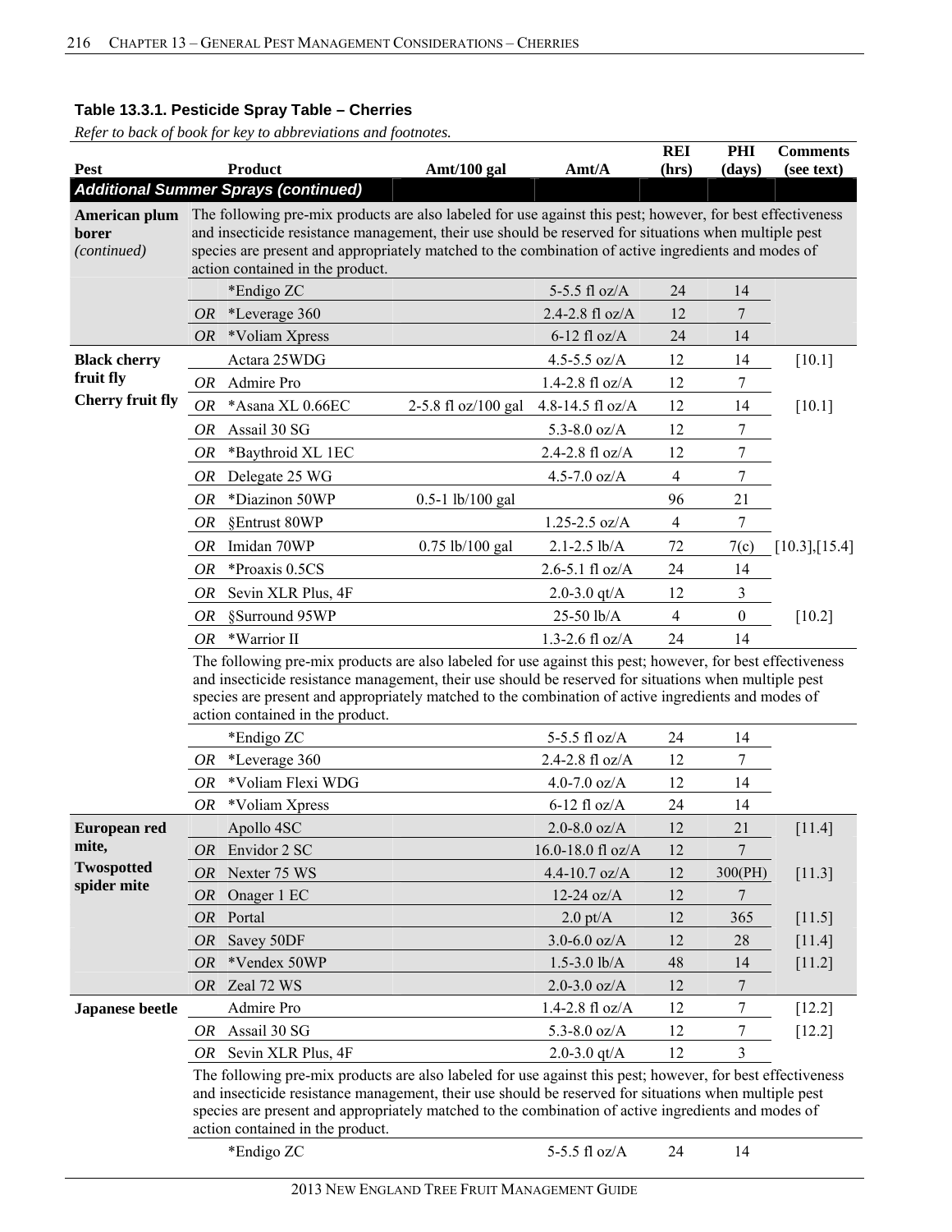**Table 13.3.1. Pesticide Spray Table – Cherries**

*Refer to back of book for key to abbreviations and footnotes.*

| Pest | | Product | Amt/100 gal | Amt/A | REI (hrs) | PHI (days) | Comments (see text) |
|---|---|---|---|---|---|---|---|
| ***Additional Summer Sprays (continued)*** | | | | | | | |
| **American plum borer** *(continued)* | | The following pre-mix products are also labeled for use against this pest; however, for best effectiveness and insecticide resistance management, their use should be reserved for situations when multiple pest species are present and appropriately matched to the combination of active ingredients and modes of action contained in the product. | | | | | |
| | | *Endigo ZC | | 5-5.5 fl oz/A | 24 | 14 | |
| | *OR* | *Leverage 360 | | 2.4-2.8 fl oz/A | 12 | 7 | |
| | *OR* | *Voliam Xpress | | 6-12 fl oz/A | 24 | 14 | |
| **Black cherry fruit fly** **Cherry fruit fly** | | Actara 25WDG | | 4.5-5.5 oz/A | 12 | 14 | [10.1] |
| | *OR* | Admire Pro | | 1.4-2.8 fl oz/A | 12 | 7 | |
| | *OR* | *Asana XL 0.66EC | 2-5.8 fl oz/100 gal | 4.8-14.5 fl oz/A | 12 | 14 | [10.1] |
| | *OR* | Assail 30 SG | | 5.3-8.0 oz/A | 12 | 7 | |
| | *OR* | *Baythroid XL 1EC | | 2.4-2.8 fl oz/A | 12 | 7 | |
| | *OR* | Delegate 25 WG | | 4.5-7.0 oz/A | 4 | 7 | |
| | *OR* | *Diazinon 50WP | 0.5-1 lb/100 gal | | 96 | 21 | |
| | *OR* | §Entrust 80WP | | 1.25-2.5 oz/A | 4 | 7 | |
| | *OR* | Imidan 70WP | 0.75 lb/100 gal | 2.1-2.5 lb/A | 72 | 7(c) | [10.3],[15.4] |
| | *OR* | *Proaxis 0.5CS | | 2.6-5.1 fl oz/A | 24 | 14 | |
| | *OR* | Sevin XLR Plus, 4F | | 2.0-3.0 qt/A | 12 | 3 | |
| | *OR* | §Surround 95WP | | 25-50 lb/A | 4 | 0 | [10.2] |
| | *OR* | *Warrior II | | 1.3-2.6 fl oz/A | 24 | 14 | |
| | | The following pre-mix products are also labeled for use against this pest; however, for best effectiveness and insecticide resistance management, their use should be reserved for situations when multiple pest species are present and appropriately matched to the combination of active ingredients and modes of action contained in the product. | | | | | |
| | | *Endigo ZC | | 5-5.5 fl oz/A | 24 | 14 | |
| | *OR* | *Leverage 360 | | 2.4-2.8 fl oz/A | 12 | 7 | |
| | *OR* | *Voliam Flexi WDG | | 4.0-7.0 oz/A | 12 | 14 | |
| | *OR* | *Voliam Xpress | | 6-12 fl oz/A | 24 | 14 | |
| **European red mite,** **Twospotted spider mite** | | Apollo 4SC | | 2.0-8.0 oz/A | 12 | 21 | [11.4] |
| | *OR* | Envidor 2 SC | | 16.0-18.0 fl oz/A | 12 | 7 | |
| | *OR* | Nexter 75 WS | | 4.4-10.7 oz/A | 12 | 300(PH) | [11.3] |
| | *OR* | Onager 1 EC | | 12-24 oz/A | 12 | 7 | |
| | *OR* | Portal | | 2.0 pt/A | 12 | 365 | [11.5] |
| | *OR* | Savey 50DF | | 3.0-6.0 oz/A | 12 | 28 | [11.4] |
| | *OR* | *Vendex 50WP | | 1.5-3.0 lb/A | 48 | 14 | [11.2] |
| | *OR* | Zeal 72 WS | | 2.0-3.0 oz/A | 12 | 7 | |
| **Japanese beetle** | | Admire Pro | | 1.4-2.8 fl oz/A | 12 | 7 | [12.2] |
| | *OR* | Assail 30 SG | | 5.3-8.0 oz/A | 12 | 7 | [12.2] |
| | *OR* | Sevin XLR Plus, 4F | | 2.0-3.0 qt/A | 12 | 3 | |
| | | The following pre-mix products are also labeled for use against this pest; however, for best effectiveness and insecticide resistance management, their use should be reserved for situations when multiple pest species are present and appropriately matched to the combination of active ingredients and modes of action contained in the product. | | | | | |
| | | *Endigo ZC | | 5-5.5 fl oz/A | 24 | 14 | |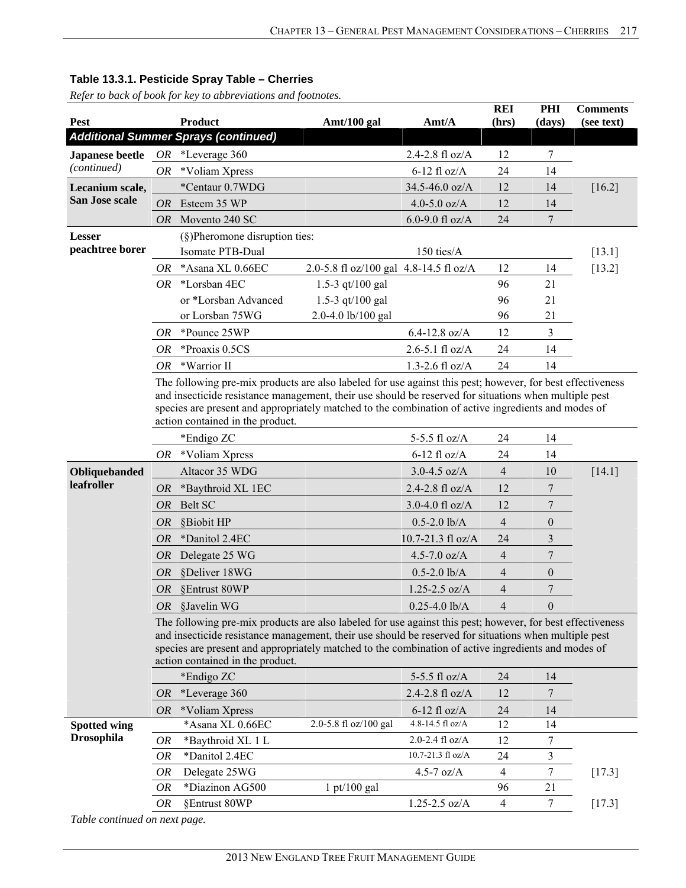**Table 13.3.1. Pesticide Spray Table – Cherries**

*Refer to back of book for key to abbreviations and footnotes.*

| Pest | | Product | Amt/100 gal | Amt/A | REI (hrs) | PHI (days) | Comments (see text) |
|---|---|---|---|---|---|---|---|
| ***Additional Summer Sprays (continued)*** | | | | | | | |
| **Japanese beetle** *(continued)* | *OR* | *Leverage 360 | | 2.4-2.8 fl oz/A | 12 | 7 | |
| | *OR* | *Voliam Xpress | | 6-12 fl oz/A | 24 | 14 | |
| **Lecanium scale, San Jose scale** | | *Centaur 0.7WDG | | 34.5-46.0 oz/A | 12 | 14 | [16.2] |
| | *OR* | Esteem 35 WP | | 4.0-5.0 oz/A | 12 | 14 | |
| | *OR* | Movento 240 SC | | 6.0-9.0 fl oz/A | 24 | 7 | |
| **Lesser peachtree borer** | | (§)Pheromone disruption ties: Isomate PTB-Dual | | 150 ties/A | | | [13.1] |
| | *OR* | *Asana XL 0.66EC | 2.0-5.8 fl oz/100 gal | 4.8-14.5 fl oz/A | 12 | 14 | [13.2] |
| | *OR* | *Lorsban 4EC | 1.5-3 qt/100 gal | | 96 | 21 | |
| | | or *Lorsban Advanced | 1.5-3 qt/100 gal | | 96 | 21 | |
| | | or Lorsban 75WG | 2.0-4.0 lb/100 gal | | 96 | 21 | |
| | *OR* | *Pounce 25WP | | 6.4-12.8 oz/A | 12 | 3 | |
| | *OR* | *Proaxis 0.5CS | | 2.6-5.1 fl oz/A | 24 | 14 | |
| | *OR* | *Warrior II | | 1.3-2.6 fl oz/A | 24 | 14 | |
| | | The following pre-mix products are also labeled for use against this pest; however, for best effectiveness and insecticide resistance management, their use should be reserved for situations when multiple pest species are present and appropriately matched to the combination of active ingredients and modes of action contained in the product. | | | | | |
| | | *Endigo ZC | | 5-5.5 fl oz/A | 24 | 14 | |
| | *OR* | *Voliam Xpress | | 6-12 fl oz/A | 24 | 14 | |
| **Obliquebanded leafroller** | | Altacor 35 WDG | | 3.0-4.5 oz/A | 4 | 10 | [14.1] |
| | *OR* | *Baythroid XL 1EC | | 2.4-2.8 fl oz/A | 12 | 7 | |
| | *OR* | Belt SC | | 3.0-4.0 fl oz/A | 12 | 7 | |
| | *OR* | §Biobit HP | | 0.5-2.0 lb/A | 4 | 0 | |
| | *OR* | *Danitol 2.4EC | | 10.7-21.3 fl oz/A | 24 | 3 | |
| | *OR* | Delegate 25 WG | | 4.5-7.0 oz/A | 4 | 7 | |
| | *OR* | §Deliver 18WG | | 0.5-2.0 lb/A | 4 | 0 | |
| | *OR* | §Entrust 80WP | | 1.25-2.5 oz/A | 4 | 7 | |
| | *OR* | §Javelin WG | | 0.25-4.0 lb/A | 4 | 0 | |
| | | The following pre-mix products are also labeled for use against this pest; however, for best effectiveness and insecticide resistance management, their use should be reserved for situations when multiple pest species are present and appropriately matched to the combination of active ingredients and modes of action contained in the product. | | | | | |
| | | *Endigo ZC | | 5-5.5 fl oz/A | 24 | 14 | |
| | *OR* | *Leverage 360 | | 2.4-2.8 fl oz/A | 12 | 7 | |
| | *OR* | *Voliam Xpress | | 6-12 fl oz/A | 24 | 14 | |
| **Spotted wing Drosophila** | | *Asana XL 0.66EC | 2.0-5.8 fl oz/100 gal | 4.8-14.5 fl oz/A | 12 | 14 | |
| | *OR* | *Baythroid XL 1 L | | 2.0-2.4 fl oz/A | 12 | 7 | |
| | *OR* | *Danitol 2.4EC | | 10.7-21.3 fl oz/A | 24 | 3 | |
| | *OR* | Delegate 25WG | | 4.5-7 oz/A | 4 | 7 | [17.3] |
| | *OR* | *Diazinon AG500 | 1 pt/100 gal | | 96 | 21 | |
| | *OR* | §Entrust 80WP | | 1.25-2.5 oz/A | 4 | 7 | [17.3] |

*Table continued on next page.*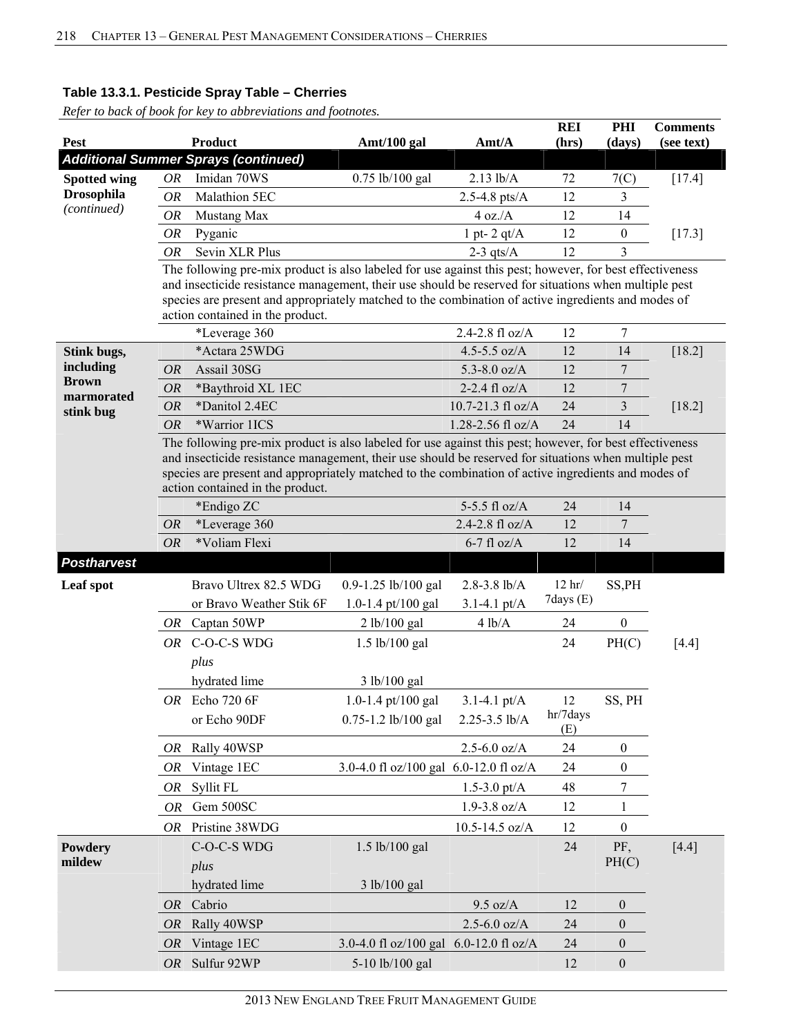### Table 13.3.1. Pesticide Spray Table – Cherries

*Refer to back of book for key to abbreviations and footnotes.*

| Pest | | Product | Amt/100 gal | Amt/A | REI (hrs) | PHI (days) | Comments (see text) |
|---|---|---|---|---|---|---|---|
| ***Additional Summer Sprays (continued)*** | | | | | | | |
| **Spotted wing Drosophila** *(continued)* | *OR* | Imidan 70WS | 0.75 lb/100 gal | 2.13 lb/A | 72 | 7(C) | [17.4] |
| | *OR* | Malathion 5EC | | 2.5-4.8 pts/A | 12 | 3 | |
| | *OR* | Mustang Max | | 4 oz./A | 12 | 14 | |
| | *OR* | Pyganic | | 1 pt- 2 qt/A | 12 | 0 | [17.3] |
| | *OR* | Sevin XLR Plus | | 2-3 qts/A | 12 | 3 | |
| | | The following pre-mix product is also labeled for use against this pest; however, for best effectiveness and insecticide resistance management, their use should be reserved for situations when multiple pest species are present and appropriately matched to the combination of active ingredients and modes of action contained in the product. | | | | | |
| | | *Leverage 360 | | 2.4-2.8 fl oz/A | 12 | 7 | |
| **Stink bugs, including Brown marmorated stink bug** | | *Actara 25WDG | | 4.5-5.5 oz/A | 12 | 14 | [18.2] |
| | *OR* | Assail 30SG | | 5.3-8.0 oz/A | 12 | 7 | |
| | *OR* | *Baythroid XL 1EC | | 2-2.4 fl oz/A | 12 | 7 | |
| | *OR* | *Danitol 2.4EC | | 10.7-21.3 fl oz/A | 24 | 3 | [18.2] |
| | *OR* | *Warrior 1ICS | | 1.28-2.56 fl oz/A | 24 | 14 | |
| | | The following pre-mix product is also labeled for use against this pest; however, for best effectiveness and insecticide resistance management, their use should be reserved for situations when multiple pest species are present and appropriately matched to the combination of active ingredients and modes of action contained in the product. | | | | | |
| | | *Endigo ZC | | 5-5.5 fl oz/A | 24 | 14 | |
| | *OR* | *Leverage 360 | | 2.4-2.8 fl oz/A | 12 | 7 | |
| | *OR* | *Voliam Flexi | | 6-7 fl oz/A | 12 | 14 | |
| ***Postharvest*** | | | | | | | |
| **Leaf spot** | | Bravo Ultrex 82.5 WDG or Bravo Weather Stik 6F | 0.9-1.25 lb/100 gal 1.0-1.4 pt/100 gal | 2.8-3.8 lb/A 3.1-4.1 pt/A | 12 hr/ 7days (E) | SS,PH | |
| | *OR* | Captan 50WP | 2 lb/100 gal | 4 lb/A | 24 | 0 | |
| | *OR* | C-O-C-S WDG *plus* hydrated lime | 1.5 lb/100 gal 3 lb/100 gal | | 24 | PH(C) | [4.4] |
| | *OR* | Echo 720 6F or Echo 90DF | 1.0-1.4 pt/100 gal 0.75-1.2 lb/100 gal | 3.1-4.1 pt/A 2.25-3.5 lb/A | 12 hr/7days (E) | SS, PH | |
| | *OR* | Rally 40WSP | | 2.5-6.0 oz/A | 24 | 0 | |
| | *OR* | Vintage 1EC | 3.0-4.0 fl oz/100 gal | 6.0-12.0 fl oz/A | 24 | 0 | |
| | *OR* | Syllit FL | | 1.5-3.0 pt/A | 48 | 7 | |
| | *OR* | Gem 500SC | | 1.9-3.8 oz/A | 12 | 1 | |
| | *OR* | Pristine 38WDG | | 10.5-14.5 oz/A | 12 | 0 | |
| **Powdery mildew** | | C-O-C-S WDG *plus* hydrated lime | 1.5 lb/100 gal 3 lb/100 gal | | 24 | PF, PH(C) | [4.4] |
| | *OR* | Cabrio | | 9.5 oz/A | 12 | 0 | |
| | *OR* | Rally 40WSP | | 2.5-6.0 oz/A | 24 | 0 | |
| | *OR* | Vintage 1EC | 3.0-4.0 fl oz/100 gal | 6.0-12.0 fl oz/A | 24 | 0 | |
| | *OR* | Sulfur 92WP | 5-10 lb/100 gal | | 12 | 0 | |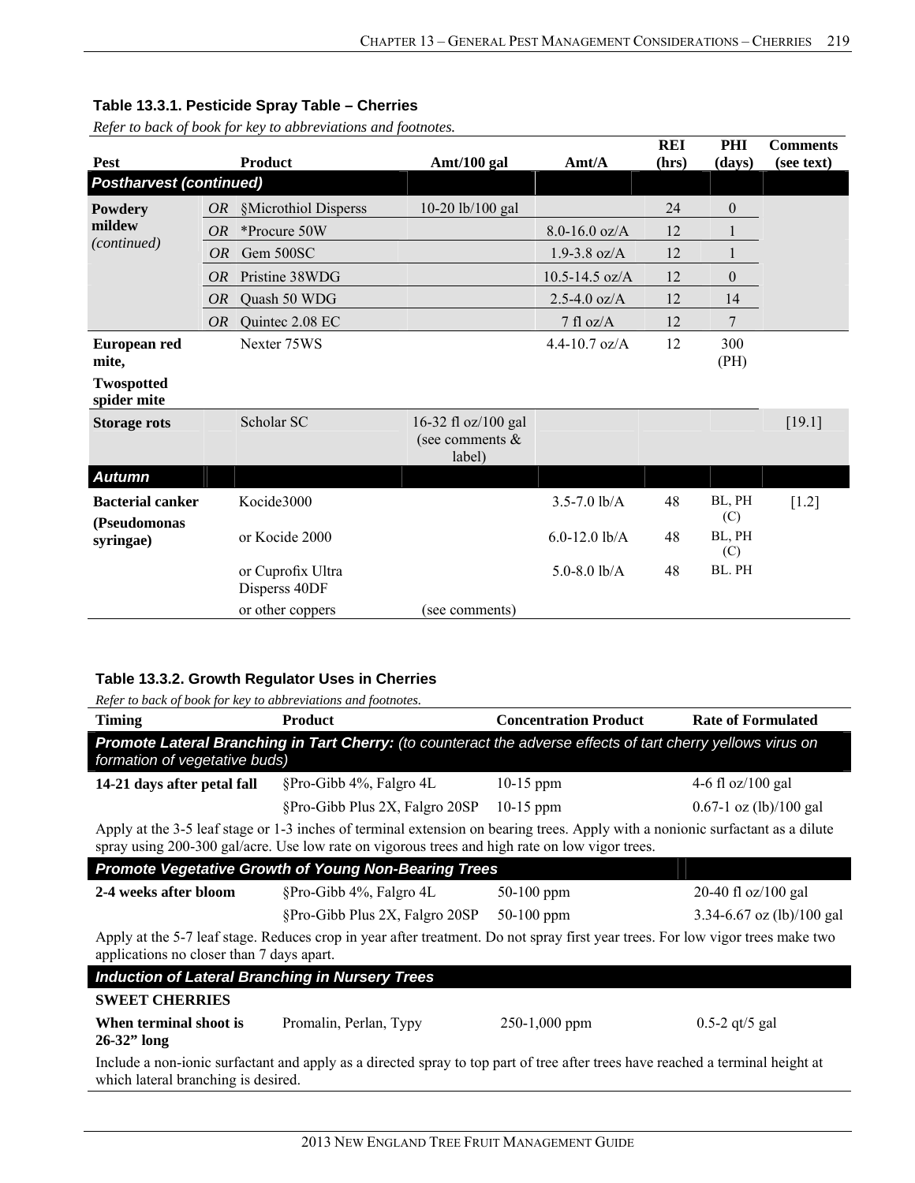## Table 13.3.1. Pesticide Spray Table – Cherries

*Refer to back of book for key to abbreviations and footnotes.*

| Pest | | Product | Amt/100 gal | Amt/A | REI (hrs) | PHI (days) | Comments (see text) |
|---|---|---|---|---|---|---|---|
| ***Postharvest (continued)*** | | | | | | | |
| **Powdery mildew** *(continued)* | *OR* | §Microthiol Disperss | 10-20 lb/100 gal | | 24 | 0 | |
| | *OR* | *Procure 50W | | 8.0-16.0 oz/A | 12 | 1 | |
| | *OR* | Gem 500SC | | 1.9-3.8 oz/A | 12 | 1 | |
| | *OR* | Pristine 38WDG | | 10.5-14.5 oz/A | 12 | 0 | |
| | *OR* | Quash 50 WDG | | 2.5-4.0 oz/A | 12 | 14 | |
| | *OR* | Quintec 2.08 EC | | 7 fl oz/A | 12 | 7 | |
| **European red mite, Twospotted spider mite** | | Nexter 75WS | | 4.4-10.7 oz/A | 12 | 300 (PH) | |
| **Storage rots** | | Scholar SC | 16-32 fl oz/100 gal (see comments & label) | | | | [19.1] |
| ***Autumn*** | | | | | | | |
| **Bacterial canker (Pseudomonas syringae)** | | Kocide3000 | | 3.5-7.0 lb/A | 48 | BL, PH (C) | [1.2] |
| | | or Kocide 2000 | | 6.0-12.0 lb/A | 48 | BL, PH (C) | |
| | | or Cuprofix Ultra Disperss 40DF | | 5.0-8.0 lb/A | 48 | BL. PH | |
| | | or other coppers | (see comments) | | | | |

## Table 13.3.2. Growth Regulator Uses in Cherries

*Refer to back of book for key to abbreviations and footnotes.*

| Timing | Product | Concentration Product | Rate of Formulated |
|---|---|---|---|
| ***Promote Lateral Branching in Tart Cherry:*** *(to counteract the adverse effects of tart cherry yellows virus on formation of vegetative buds)* | | | |
| **14-21 days after petal fall** | §Pro-Gibb 4%, Falgro 4L | 10-15 ppm | 4-6 fl oz/100 gal |
| | §Pro-Gibb Plus 2X, Falgro 20SP | 10-15 ppm | 0.67-1 oz (lb)/100 gal |
| Apply at the 3-5 leaf stage or 1-3 inches of terminal extension on bearing trees. Apply with a nonionic surfactant as a dilute spray using 200-300 gal/acre. Use low rate on vigorous trees and high rate on low vigor trees. | | | |
| ***Promote Vegetative Growth of Young Non-Bearing Trees*** | | | |
| **2-4 weeks after bloom** | §Pro-Gibb 4%, Falgro 4L | 50-100 ppm | 20-40 fl oz/100 gal |
| | §Pro-Gibb Plus 2X, Falgro 20SP | 50-100 ppm | 3.34-6.67 oz (lb)/100 gal |
| Apply at the 5-7 leaf stage. Reduces crop in year after treatment. Do not spray first year trees. For low vigor trees make two applications no closer than 7 days apart. | | | |
| ***Induction of Lateral Branching in Nursery Trees*** | | | |
| **SWEET CHERRIES** | | | |
| **When terminal shoot is 26-32" long** | Promalin, Perlan, Typy | 250-1,000 ppm | 0.5-2 qt/5 gal |
| Include a non-ionic surfactant and apply as a directed spray to top part of tree after trees have reached a terminal height at which lateral branching is desired. | | | |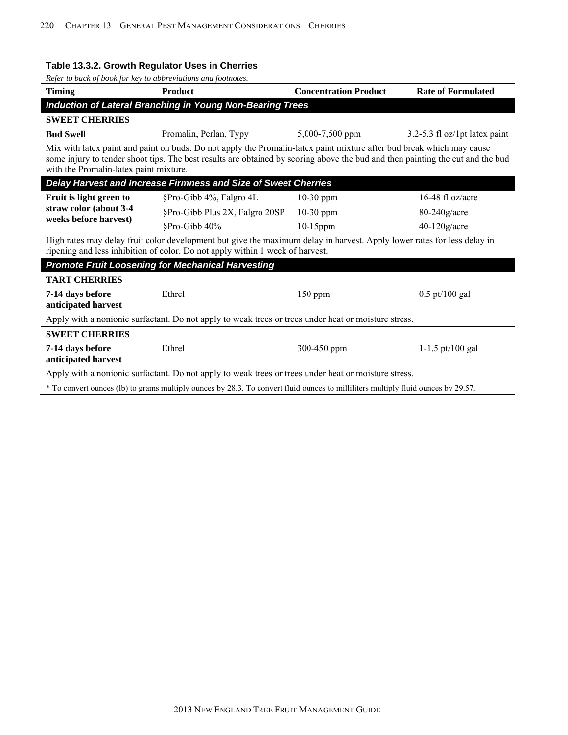### Table 13.3.2. Growth Regulator Uses in Cherries

*Refer to back of book for key to abbreviations and footnotes.*

| Timing | Product | Concentration Product | Rate of Formulated |
|---|---|---|---|
| ***Induction of Lateral Branching in Young Non-Bearing Trees*** | | | |
| **SWEET CHERRIES** | | | |
| **Bud Swell** | Promalin, Perlan, Typy | 5,000-7,500 ppm | 3.2-5.3 fl oz/1pt latex paint |
| Mix with latex paint and paint on buds. Do not apply the Promalin-latex paint mixture after bud break which may cause some injury to tender shoot tips. The best results are obtained by scoring above the bud and then painting the cut and the bud with the Promalin-latex paint mixture. | | | |
| ***Delay Harvest and Increase Firmness and Size of Sweet Cherries*** | | | |
| **Fruit is light green to straw color (about 3-4 weeks before harvest)** | §Pro-Gibb 4%, Falgro 4L | 10-30 ppm | 16-48 fl oz/acre |
| | §Pro-Gibb Plus 2X, Falgro 20SP | 10-30 ppm | 80-240g/acre |
| | §Pro-Gibb 40% | 10-15ppm | 40-120g/acre |
| High rates may delay fruit color development but give the maximum delay in harvest. Apply lower rates for less delay in ripening and less inhibition of color. Do not apply within 1 week of harvest. | | | |
| ***Promote Fruit Loosening for Mechanical Harvesting*** | | | |
| **TART CHERRIES** | | | |
| **7-14 days before anticipated harvest** | Ethrel | 150 ppm | 0.5 pt/100 gal |
| Apply with a nonionic surfactant. Do not apply to weak trees or trees under heat or moisture stress. | | | |
| **SWEET CHERRIES** | | | |
| **7-14 days before anticipated harvest** | Ethrel | 300-450 ppm | 1-1.5 pt/100 gal |
| Apply with a nonionic surfactant. Do not apply to weak trees or trees under heat or moisture stress. | | | |

* To convert ounces (lb) to grams multiply ounces by 28.3. To convert fluid ounces to milliliters multiply fluid ounces by 29.57.